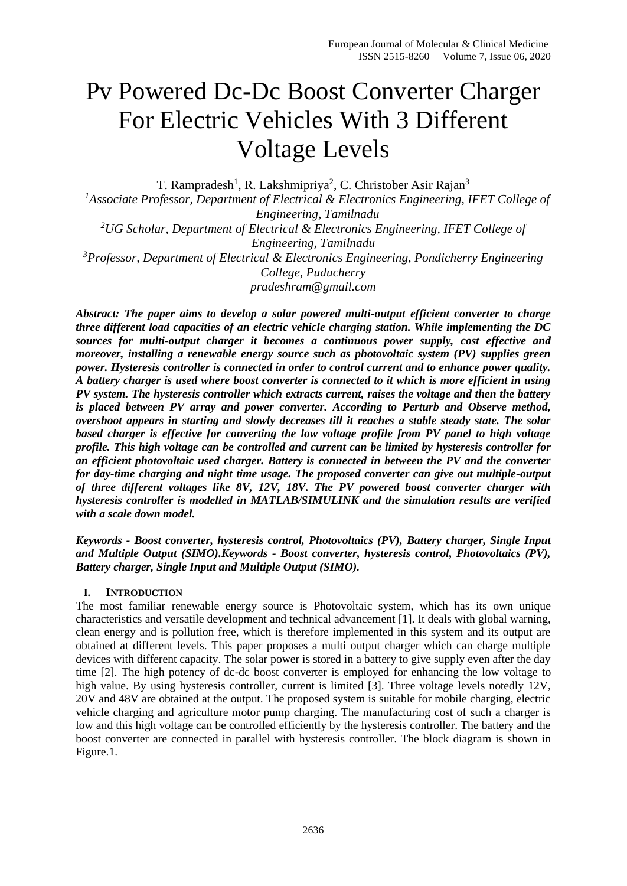# Pv Powered Dc-Dc Boost Converter Charger For Electric Vehicles With 3 Different Voltage Levels

T. Rampradesh[1], R. Lakshmipriya[2], C. Christober Asir Rajan[3]

[1]*Associate Professor, Department of Electrical & Electronics Engineering, IFET College of Engineering, Tamilnadu*

[2]*UG Scholar, Department of Electrical & Electronics Engineering, IFET College of Engineering, Tamilnadu*

[3]*Professor, Department of Electrical & Electronics Engineering, Pondicherry Engineering College, Puducherry*

*pradeshram@gmail.com*

***Abstract: The paper aims to develop a solar powered multi-output efficient converter to charge three different load capacities of an electric vehicle charging station. While implementing the DC sources for multi-output charger it becomes a continuous power supply, cost effective and moreover, installing a renewable energy source such as photovoltaic system (PV) supplies green power. Hysteresis controller is connected in order to control current and to enhance power quality. A battery charger is used where boost converter is connected to it which is more efficient in using PV system. The hysteresis controller which extracts current, raises the voltage and then the battery is placed between PV array and power converter. According to Perturb and Observe method, overshoot appears in starting and slowly decreases till it reaches a stable steady state. The solar based charger is effective for converting the low voltage profile from PV panel to high voltage profile. This high voltage can be controlled and current can be limited by hysteresis controller for an efficient photovoltaic used charger. Battery is connected in between the PV and the converter for day-time charging and night time usage. The proposed converter can give out multiple-output of three different voltages like 8V, 12V, 18V. The PV powered boost converter charger with hysteresis controller is modelled in MATLAB/SIMULINK and the simulation results are verified with a scale down model.***

***Keywords - Boost converter, hysteresis control, Photovoltaics (PV), Battery charger, Single Input and Multiple Output (SIMO).Keywords - Boost converter, hysteresis control, Photovoltaics (PV), Battery charger, Single Input and Multiple Output (SIMO).***

## I. INTRODUCTION

The most familiar renewable energy source is Photovoltaic system, which has its own unique characteristics and versatile development and technical advancement [1]. It deals with global warning, clean energy and is pollution free, which is therefore implemented in this system and its output are obtained at different levels. This paper proposes a multi output charger which can charge multiple devices with different capacity. The solar power is stored in a battery to give supply even after the day time [2]. The high potency of dc-dc boost converter is employed for enhancing the low voltage to high value. By using hysteresis controller, current is limited [3]. Three voltage levels notedly 12V, 20V and 48V are obtained at the output. The proposed system is suitable for mobile charging, electric vehicle charging and agriculture motor pump charging. The manufacturing cost of such a charger is low and this high voltage can be controlled efficiently by the hysteresis controller. The battery and the boost converter are connected in parallel with hysteresis controller. The block diagram is shown in Figure.1.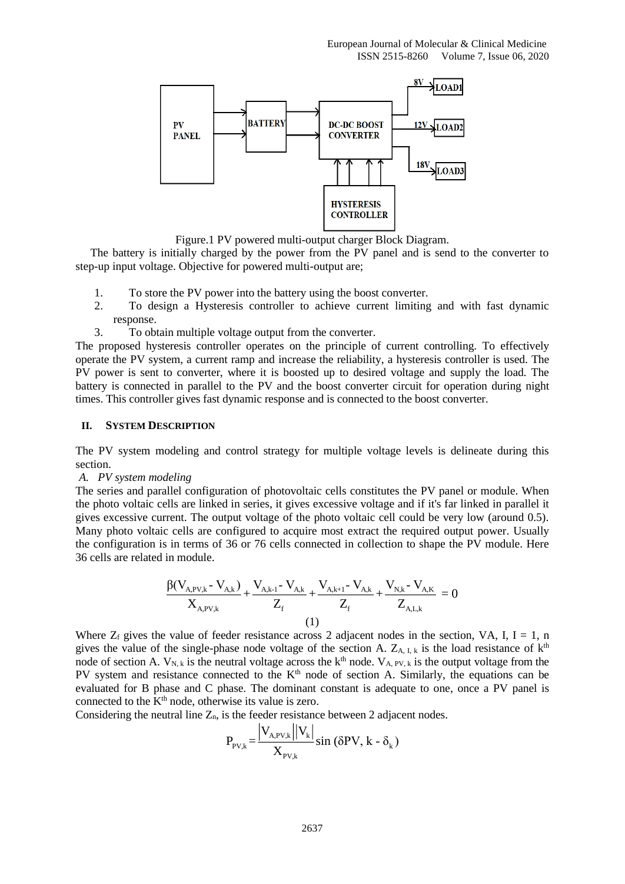Figure.1 PV powered multi-output charger Block Diagram.

The battery is initially charged by the power from the PV panel and is send to the converter to step-up input voltage. Objective for powered multi-output are;

1. To store the PV power into the battery using the boost converter.
2. To design a Hysteresis controller to achieve current limiting and with fast dynamic response.
3. To obtain multiple voltage output from the converter.

The proposed hysteresis controller operates on the principle of current controlling. To effectively operate the PV system, a current ramp and increase the reliability, a hysteresis controller is used. The PV power is sent to converter, where it is boosted up to desired voltage and supply the load. The battery is connected in parallel to the PV and the boost converter circuit for operation during night times. This controller gives fast dynamic response and is connected to the boost converter.

## II. SYSTEM DESCRIPTION

The PV system modeling and control strategy for multiple voltage levels is delineate during this section.

### A. PV system modeling

The series and parallel configuration of photovoltaic cells constitutes the PV panel or module. When the photo voltaic cells are linked in series, it gives excessive voltage and if it's far linked in parallel it gives excessive current. The output voltage of the photo voltaic cell could be very low (around 0.5). Many photo voltaic cells are configured to acquire most extract the required output power. Usually the configuration is in terms of 36 or 76 cells connected in collection to shape the PV module. Here 36 cells are related in module.

$$\frac{\beta(V_{A,PV,k} - V_{A,k})}{X_{A,PV,k}} + \frac{V_{A,k-1} - V_{A,k}}{Z_f} + \frac{V_{A,k+1} - V_{A,k}}{Z_f} + \frac{V_{N,k} - V_{A,K}}{Z_{A,L,k}} = 0 \tag{1}$$

Where $Z_f$ gives the value of feeder resistance across 2 adjacent nodes in the section, VA, I, I = 1, n gives the value of the single-phase node voltage of the section A. $Z_{A, I, k}$ is the load resistance of $k^{th}$ node of section A. $V_{N, k}$ is the neutral voltage across the $k^{th}$ node. $V_{A, PV, k}$ is the output voltage from the PV system and resistance connected to the $K^{th}$ node of section A. Similarly, the equations can be evaluated for B phase and C phase. The dominant constant is adequate to one, once a PV panel is connected to the $K^{th}$ node, otherwise its value is zero.

Considering the neutral line $Z_n$, is the feeder resistance between 2 adjacent nodes.

$$P_{PV,k} = \frac{|V_{A,PV,k}||V_k|}{X_{PV,k}} \sin(\delta PV,\, k - \delta_k)$$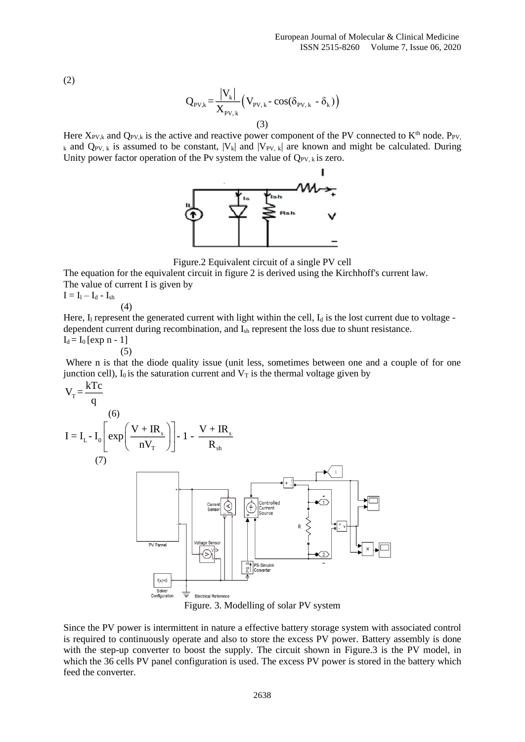(2)

$$Q_{PV,k} = \frac{|V_k|}{X_{PV,k}}\left(V_{PV,k} - \cos(\delta_{PV,k} - \delta_k)\right)$$

(3)

Here $X_{PV,k}$ and $Q_{PV,k}$ is the active and reactive power component of the PV connected to $K^{th}$ node. $P_{PV,k}$ and $Q_{PV,k}$ is assumed to be constant, $|V_k|$ and $|V_{PV,k}|$ are known and might be calculated. During Unity power factor operation of the Pv system the value of $Q_{PV,k}$ is zero.

Figure.2 Equivalent circuit of a single PV cell

The equation for the equivalent circuit in figure 2 is derived using the Kirchhoff's current law.

The value of current I is given by

$I = I_l – I_d - I_{sh}$

(4)

Here, $I_l$ represent the generated current with light within the cell, $I_d$ is the lost current due to voltage -dependent current during recombination, and $I_{sh}$ represent the loss due to shunt resistance.

$I_d = I_0 [\exp n - 1]$

(5)

Where n is that the diode quality issue (unit less, sometimes between one and a couple of for one junction cell), $I_0$ is the saturation current and $V_T$ is the thermal voltage given by

$$V_T = \frac{kTc}{q}$$

(6)

$$I = I_L - I_0\left[\exp\left(\frac{V + IR_s}{nV_T}\right)\right] - 1 - \frac{V + IR_s}{R_{sh}}$$

(7)

Figure. 3. Modelling of solar PV system

Since the PV power is intermittent in nature a effective battery storage system with associated control is required to continuously operate and also to store the excess PV power. Battery assembly is done with the step-up converter to boost the supply. The circuit shown in Figure.3 is the PV model, in which the 36 cells PV panel configuration is used. The excess PV power is stored in the battery which feed the converter.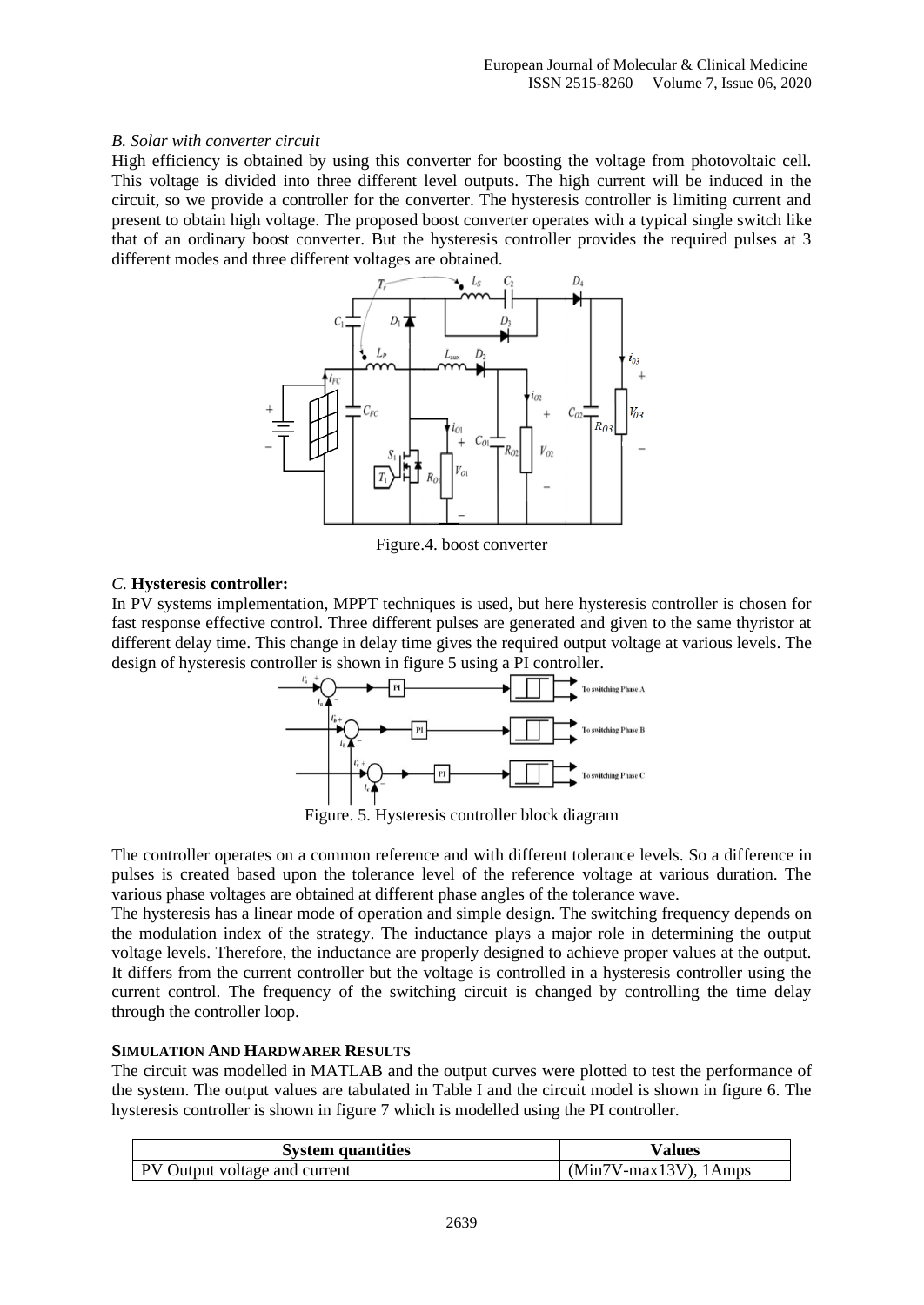*B. Solar with converter circuit*

High efficiency is obtained by using this converter for boosting the voltage from photovoltaic cell. This voltage is divided into three different level outputs. The high current will be induced in the circuit, so we provide a controller for the converter. The hysteresis controller is limiting current and present to obtain high voltage. The proposed boost converter operates with a typical single switch like that of an ordinary boost converter. But the hysteresis controller provides the required pulses at 3 different modes and three different voltages are obtained.

Figure.4. boost converter

*C.* **Hysteresis controller:**

In PV systems implementation, MPPT techniques is used, but here hysteresis controller is chosen for fast response effective control. Three different pulses are generated and given to the same thyristor at different delay time. This change in delay time gives the required output voltage at various levels. The design of hysteresis controller is shown in figure 5 using a PI controller.

Figure. 5. Hysteresis controller block diagram

The controller operates on a common reference and with different tolerance levels. So a difference in pulses is created based upon the tolerance level of the reference voltage at various duration. The various phase voltages are obtained at different phase angles of the tolerance wave.

The hysteresis has a linear mode of operation and simple design. The switching frequency depends on the modulation index of the strategy. The inductance plays a major role in determining the output voltage levels. Therefore, the inductance are properly designed to achieve proper values at the output. It differs from the current controller but the voltage is controlled in a hysteresis controller using the current control. The frequency of the switching circuit is changed by controlling the time delay through the controller loop.

**SIMULATION AND HARDWARER RESULTS**

The circuit was modelled in MATLAB and the output curves were plotted to test the performance of the system. The output values are tabulated in Table I and the circuit model is shown in figure 6. The hysteresis controller is shown in figure 7 which is modelled using the PI controller.

| System quantities | Values |
| --- | --- |
| PV Output voltage and current | (Min7V-max13V), 1Amps |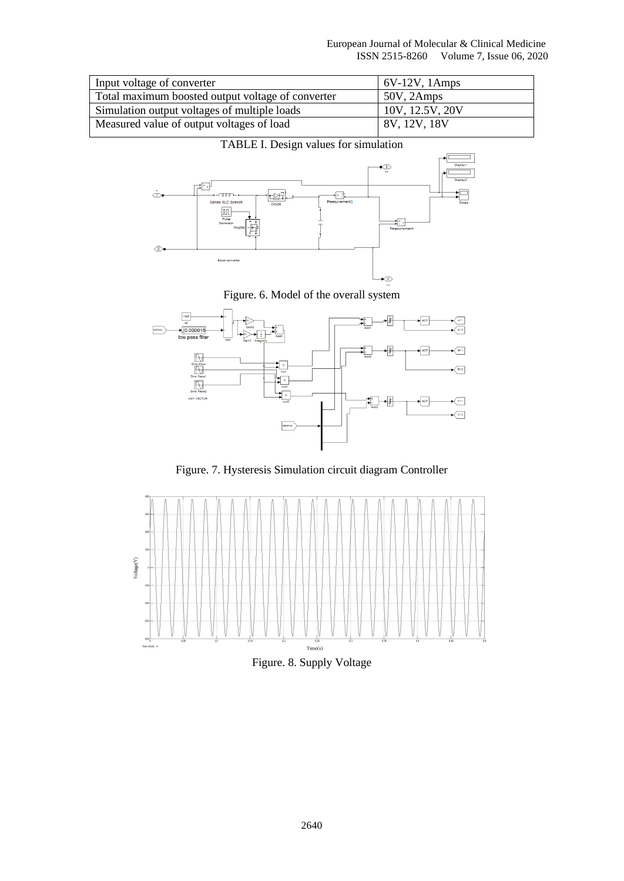| Input voltage of converter | 6V-12V, 1Amps |
| --- | --- |
| Total maximum boosted output voltage of converter | 50V, 2Amps |
| Simulation output voltages of multiple loads | 10V, 12.5V, 20V |
| Measured value of output voltages of load | 8V, 12V, 18V |

TABLE I. Design values for simulation

Figure. 6. Model of the overall system

Figure. 7. Hysteresis Simulation circuit diagram Controller

Figure. 8. Supply Voltage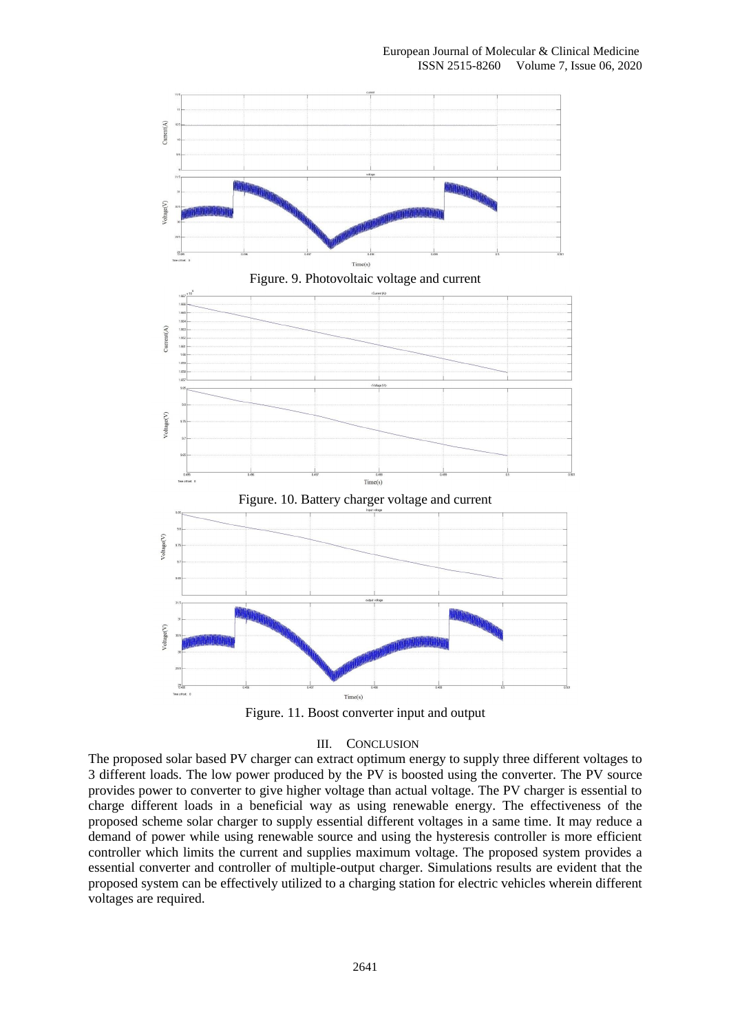Figure. 9. Photovoltaic voltage and current

Figure. 10. Battery charger voltage and current

Figure. 11. Boost converter input and output

## III. CONCLUSION

The proposed solar based PV charger can extract optimum energy to supply three different voltages to 3 different loads. The low power produced by the PV is boosted using the converter. The PV source provides power to converter to give higher voltage than actual voltage. The PV charger is essential to charge different loads in a beneficial way as using renewable energy. The effectiveness of the proposed scheme solar charger to supply essential different voltages in a same time. It may reduce a demand of power while using renewable source and using the hysteresis controller is more efficient controller which limits the current and supplies maximum voltage. The proposed system provides a essential converter and controller of multiple-output charger. Simulations results are evident that the proposed system can be effectively utilized to a charging station for electric vehicles wherein different voltages are required.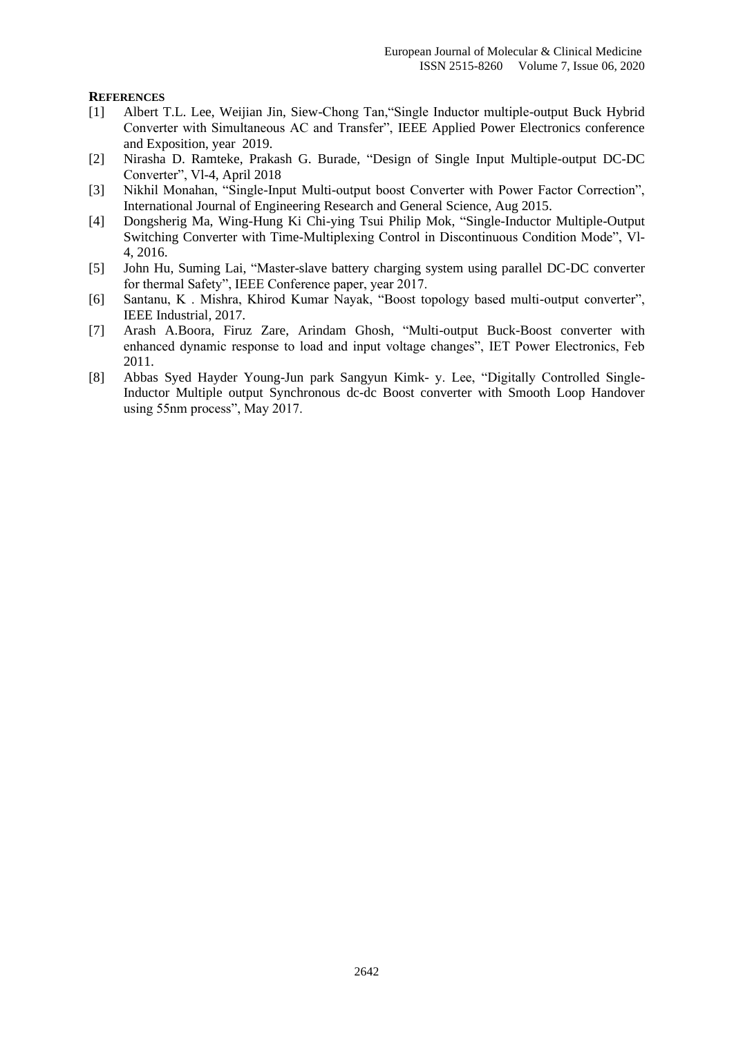**REFERENCES**

[1] Albert T.L. Lee, Weijian Jin, Siew-Chong Tan,"Single Inductor multiple-output Buck Hybrid Converter with Simultaneous AC and Transfer", IEEE Applied Power Electronics conference and Exposition, year 2019.

[2] Nirasha D. Ramteke, Prakash G. Burade, "Design of Single Input Multiple-output DC-DC Converter", Vl-4, April 2018

[3] Nikhil Monahan, "Single-Input Multi-output boost Converter with Power Factor Correction", International Journal of Engineering Research and General Science, Aug 2015.

[4] Dongsherig Ma, Wing-Hung Ki Chi-ying Tsui Philip Mok, "Single-Inductor Multiple-Output Switching Converter with Time-Multiplexing Control in Discontinuous Condition Mode", Vl-4, 2016.

[5] John Hu, Suming Lai, "Master-slave battery charging system using parallel DC-DC converter for thermal Safety", IEEE Conference paper, year 2017.

[6] Santanu, K . Mishra, Khirod Kumar Nayak, "Boost topology based multi-output converter", IEEE Industrial, 2017.

[7] Arash A.Boora, Firuz Zare, Arindam Ghosh, "Multi-output Buck-Boost converter with enhanced dynamic response to load and input voltage changes", IET Power Electronics, Feb 2011.

[8] Abbas Syed Hayder Young-Jun park Sangyun Kimk- y. Lee, "Digitally Controlled Single-Inductor Multiple output Synchronous dc-dc Boost converter with Smooth Loop Handover using 55nm process", May 2017.